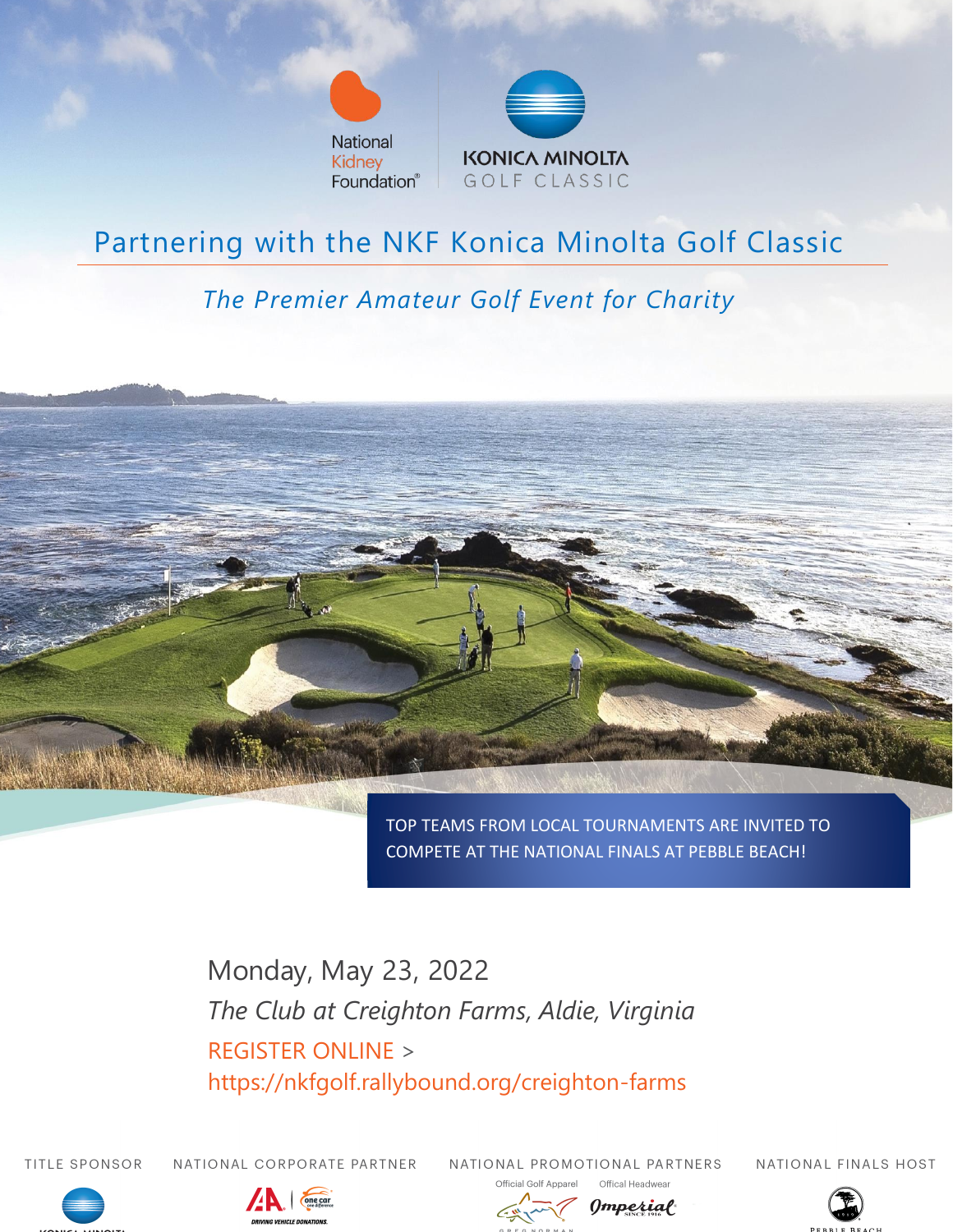National Kidney Foundation®

KONICA MINOLTA GOLF CLASSIC

# Partnering with the NKF Konica Minolta Golf Classic

*The Premier Amateur Golf Event for Charity*

TOP TEAMS FROM LOCAL TOURNAMENTS ARE INVITED TO COMPETE AT THE NATIONAL FINALS AT PEBBLE BEACH!

Monday, May 23, 2022

*The Club at Creighton Farms, Aldie, Virginia*

REGISTER ONLINE >

https://nkfgolf.rallybound.org/creighton-farms

TITLE SPONSOR

NATIONAL CORPORATE PARTNER

DRIVING VEHICLE DONATIONS.

NATIONAL PROMOTIONAL PARTNERS

Official Golf Apparel

Offical Headwear

NATIONAL FINALS HOST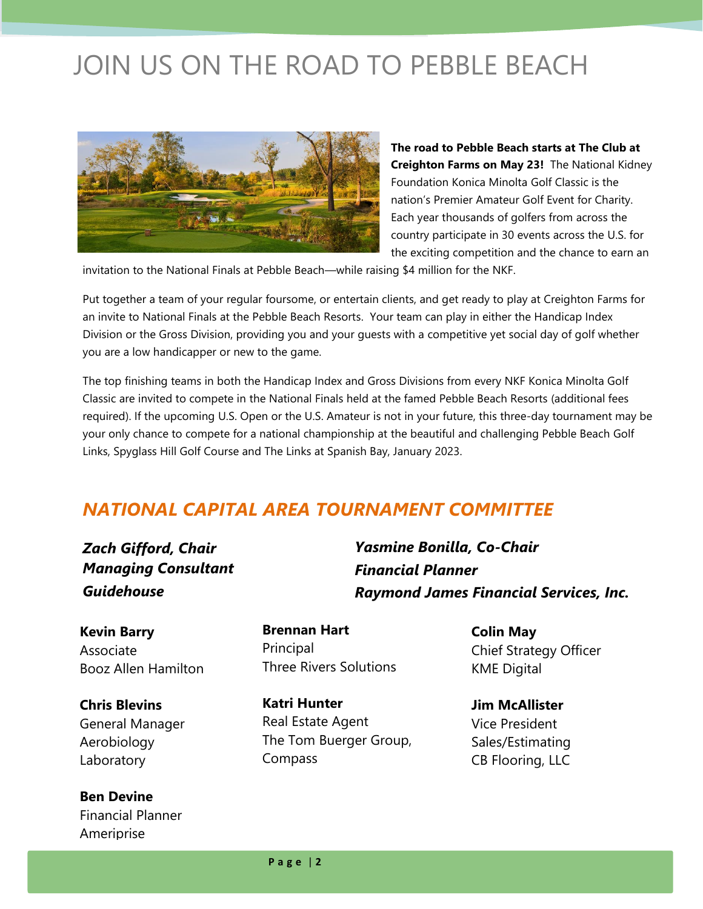# JOIN US ON THE ROAD TO PEBBLE BEACH

**The road to Pebble Beach starts at The Club at Creighton Farms on May 23!** The National Kidney Foundation Konica Minolta Golf Classic is the nation's Premier Amateur Golf Event for Charity. Each year thousands of golfers from across the country participate in 30 events across the U.S. for the exciting competition and the chance to earn an invitation to the National Finals at Pebble Beach—while raising $4 million for the NKF.

Put together a team of your regular foursome, or entertain clients, and get ready to play at Creighton Farms for an invite to National Finals at the Pebble Beach Resorts. Your team can play in either the Handicap Index Division or the Gross Division, providing you and your guests with a competitive yet social day of golf whether you are a low handicapper or new to the game.

The top finishing teams in both the Handicap Index and Gross Divisions from every NKF Konica Minolta Golf Classic are invited to compete in the National Finals held at the famed Pebble Beach Resorts (additional fees required). If the upcoming U.S. Open or the U.S. Amateur is not in your future, this three-day tournament may be your only chance to compete for a national championship at the beautiful and challenging Pebble Beach Golf Links, Spyglass Hill Golf Course and The Links at Spanish Bay, January 2023.

## *NATIONAL CAPITAL AREA TOURNAMENT COMMITTEE*

***Zach Gifford, Chair***
***Managing Consultant***
***Guidehouse***

***Yasmine Bonilla, Co-Chair***
***Financial Planner***
***Raymond James Financial Services, Inc.***

**Kevin Barry**
Associate
Booz Allen Hamilton

**Chris Blevins**
General Manager
Aerobiology Laboratory

**Ben Devine**
Financial Planner
Ameriprise

**Brennan Hart**
Principal
Three Rivers Solutions

**Katri Hunter**
Real Estate Agent
The Tom Buerger Group, Compass

**Colin May**
Chief Strategy Officer
KME Digital

**Jim McAllister**
Vice President
Sales/Estimating
CB Flooring, LLC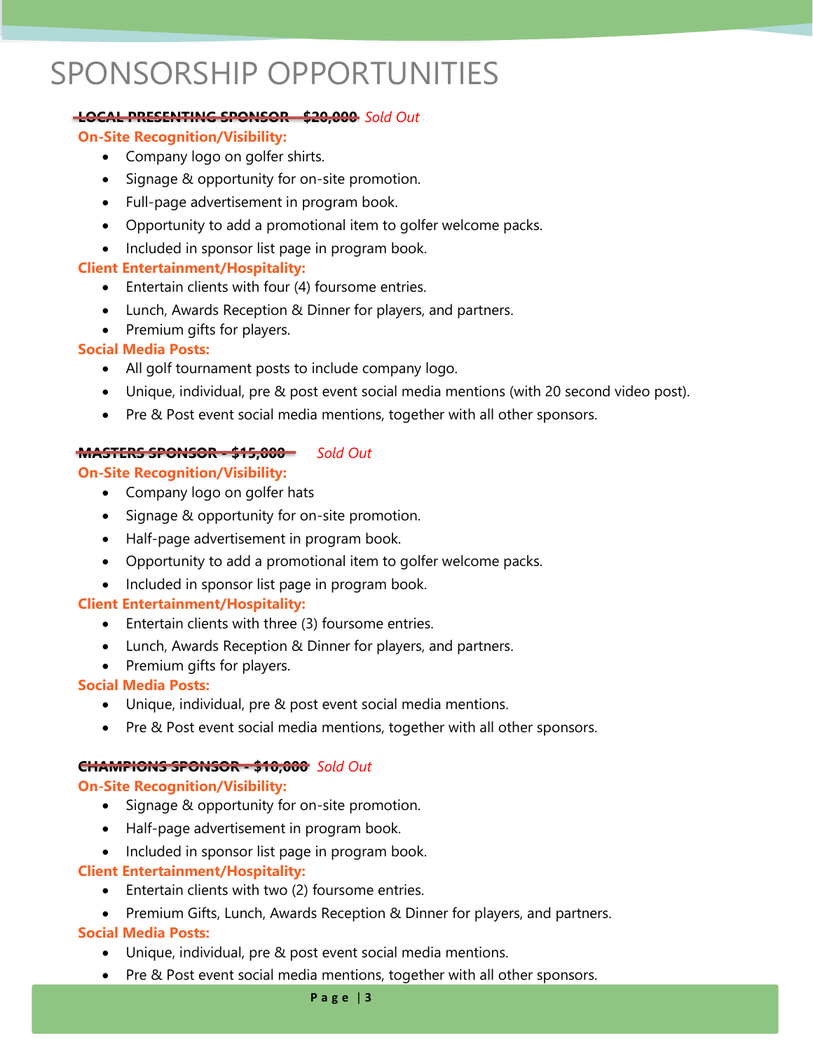# SPONSORSHIP OPPORTUNITIES

~~**LOCAL PRESENTING SPONSOR – $20,000**~~ *Sold Out*

**On-Site Recognition/Visibility:**

- Company logo on golfer shirts.
- Signage & opportunity for on-site promotion.
- Full-page advertisement in program book.
- Opportunity to add a promotional item to golfer welcome packs.
- Included in sponsor list page in program book.

**Client Entertainment/Hospitality:**

- Entertain clients with four (4) foursome entries.
- Lunch, Awards Reception & Dinner for players, and partners.
- Premium gifts for players.

**Social Media Posts:**

- All golf tournament posts to include company logo.
- Unique, individual, pre & post event social media mentions (with 20 second video post).
- Pre & Post event social media mentions, together with all other sponsors.

~~**MASTERS SPONSOR - $15,000**~~ *Sold Out*

**On-Site Recognition/Visibility:**

- Company logo on golfer hats
- Signage & opportunity for on-site promotion.
- Half-page advertisement in program book.
- Opportunity to add a promotional item to golfer welcome packs.
- Included in sponsor list page in program book.

**Client Entertainment/Hospitality:**

- Entertain clients with three (3) foursome entries.
- Lunch, Awards Reception & Dinner for players, and partners.
- Premium gifts for players.

**Social Media Posts:**

- Unique, individual, pre & post event social media mentions.
- Pre & Post event social media mentions, together with all other sponsors.

~~**CHAMPIONS SPONSOR - $10,000**~~ *Sold Out*

**On-Site Recognition/Visibility:**

- Signage & opportunity for on-site promotion.
- Half-page advertisement in program book.
- Included in sponsor list page in program book.

**Client Entertainment/Hospitality:**

- Entertain clients with two (2) foursome entries.
- Premium Gifts, Lunch, Awards Reception & Dinner for players, and partners.

**Social Media Posts:**

- Unique, individual, pre & post event social media mentions.
- Pre & Post event social media mentions, together with all other sponsors.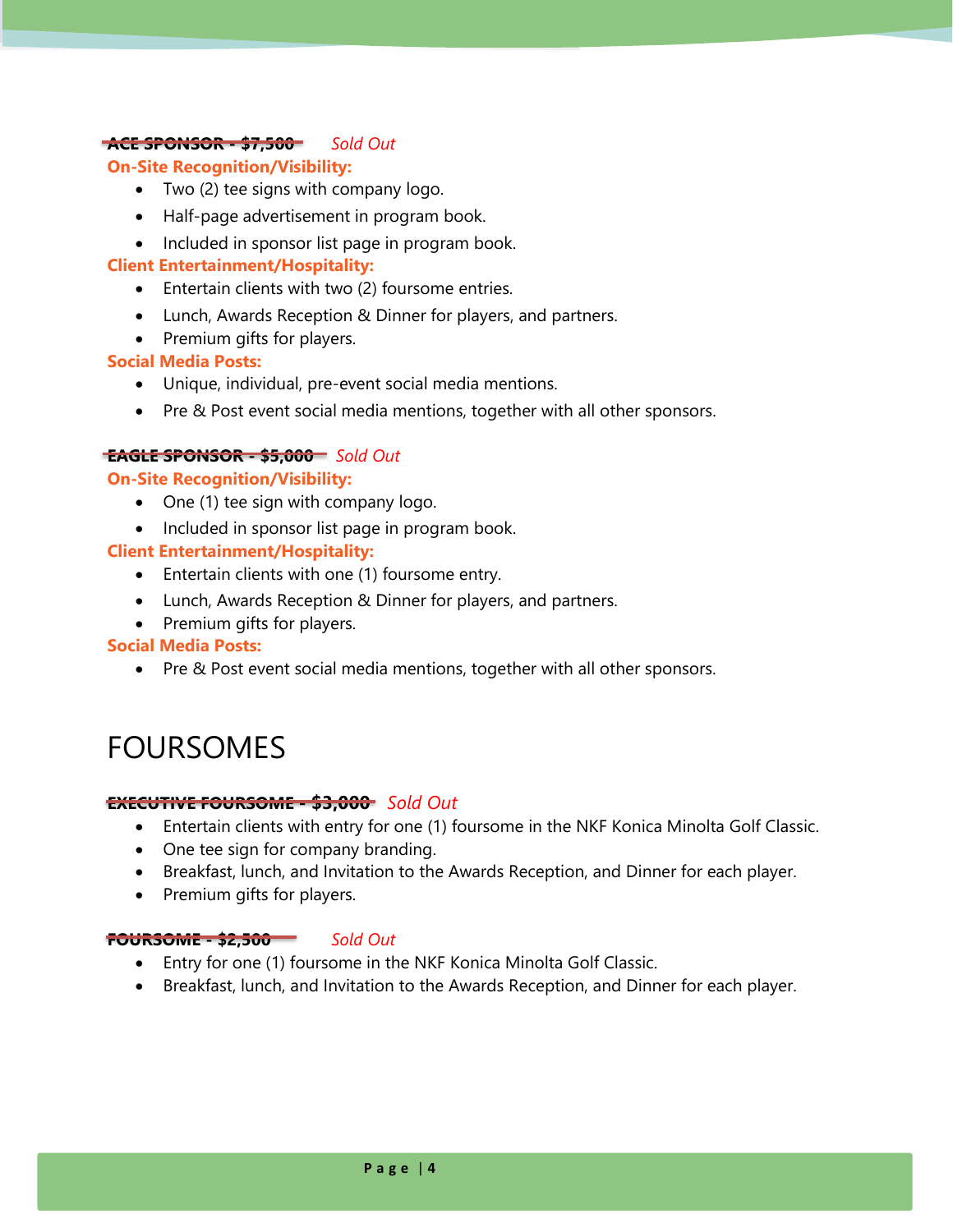**~~ACE SPONSOR - $7,500~~** *Sold Out*

**On-Site Recognition/Visibility:**

- Two (2) tee signs with company logo.
- Half-page advertisement in program book.
- Included in sponsor list page in program book.

**Client Entertainment/Hospitality:**

- Entertain clients with two (2) foursome entries.
- Lunch, Awards Reception & Dinner for players, and partners.
- Premium gifts for players.

**Social Media Posts:**

- Unique, individual, pre-event social media mentions.
- Pre & Post event social media mentions, together with all other sponsors.

**~~EAGLE SPONSOR - $5,000~~** *Sold Out*

**On-Site Recognition/Visibility:**

- One (1) tee sign with company logo.
- Included in sponsor list page in program book.

**Client Entertainment/Hospitality:**

- Entertain clients with one (1) foursome entry.
- Lunch, Awards Reception & Dinner for players, and partners.
- Premium gifts for players.

**Social Media Posts:**

- Pre & Post event social media mentions, together with all other sponsors.

# FOURSOMES

**~~EXECUTIVE FOURSOME - $3,000~~** *Sold Out*

- Entertain clients with entry for one (1) foursome in the NKF Konica Minolta Golf Classic.
- One tee sign for company branding.
- Breakfast, lunch, and Invitation to the Awards Reception, and Dinner for each player.
- Premium gifts for players.

**~~FOURSOME - $2,500~~** *Sold Out*

- Entry for one (1) foursome in the NKF Konica Minolta Golf Classic.
- Breakfast, lunch, and Invitation to the Awards Reception, and Dinner for each player.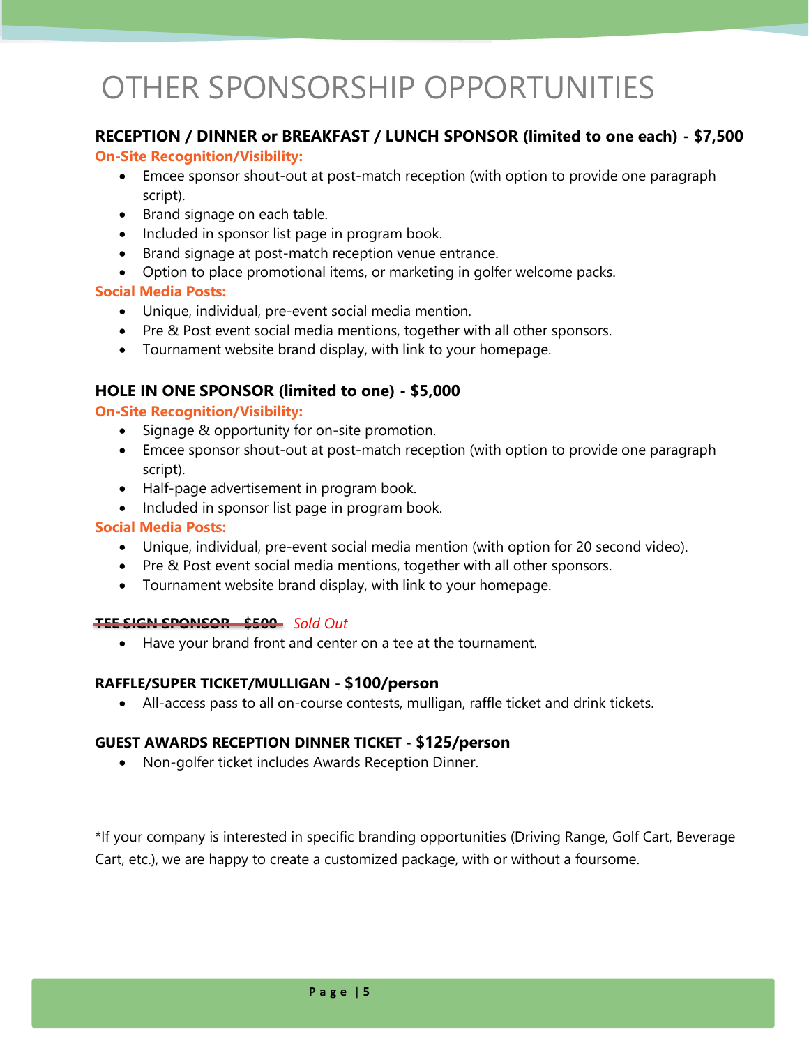# OTHER SPONSORSHIP OPPORTUNITIES

**RECEPTION / DINNER or BREAKFAST / LUNCH SPONSOR (limited to one each) - $7,500**

**On-Site Recognition/Visibility:**

- Emcee sponsor shout-out at post-match reception (with option to provide one paragraph script).
- Brand signage on each table.
- Included in sponsor list page in program book.
- Brand signage at post-match reception venue entrance.
- Option to place promotional items, or marketing in golfer welcome packs.

**Social Media Posts:**

- Unique, individual, pre-event social media mention.
- Pre & Post event social media mentions, together with all other sponsors.
- Tournament website brand display, with link to your homepage.

**HOLE IN ONE SPONSOR (limited to one) - $5,000**

**On-Site Recognition/Visibility:**

- Signage & opportunity for on-site promotion.
- Emcee sponsor shout-out at post-match reception (with option to provide one paragraph script).
- Half-page advertisement in program book.
- Included in sponsor list page in program book.

**Social Media Posts:**

- Unique, individual, pre-event social media mention (with option for 20 second video).
- Pre & Post event social media mentions, together with all other sponsors.
- Tournament website brand display, with link to your homepage.

~~**TEE SIGN SPONSOR - $500**~~ *Sold Out*

- Have your brand front and center on a tee at the tournament.

**RAFFLE/SUPER TICKET/MULLIGAN - $100/person**

- All-access pass to all on-course contests, mulligan, raffle ticket and drink tickets.

**GUEST AWARDS RECEPTION DINNER TICKET - $125/person**

- Non-golfer ticket includes Awards Reception Dinner.

*If your company is interested in specific branding opportunities (Driving Range, Golf Cart, Beverage Cart, etc.), we are happy to create a customized package, with or without a foursome.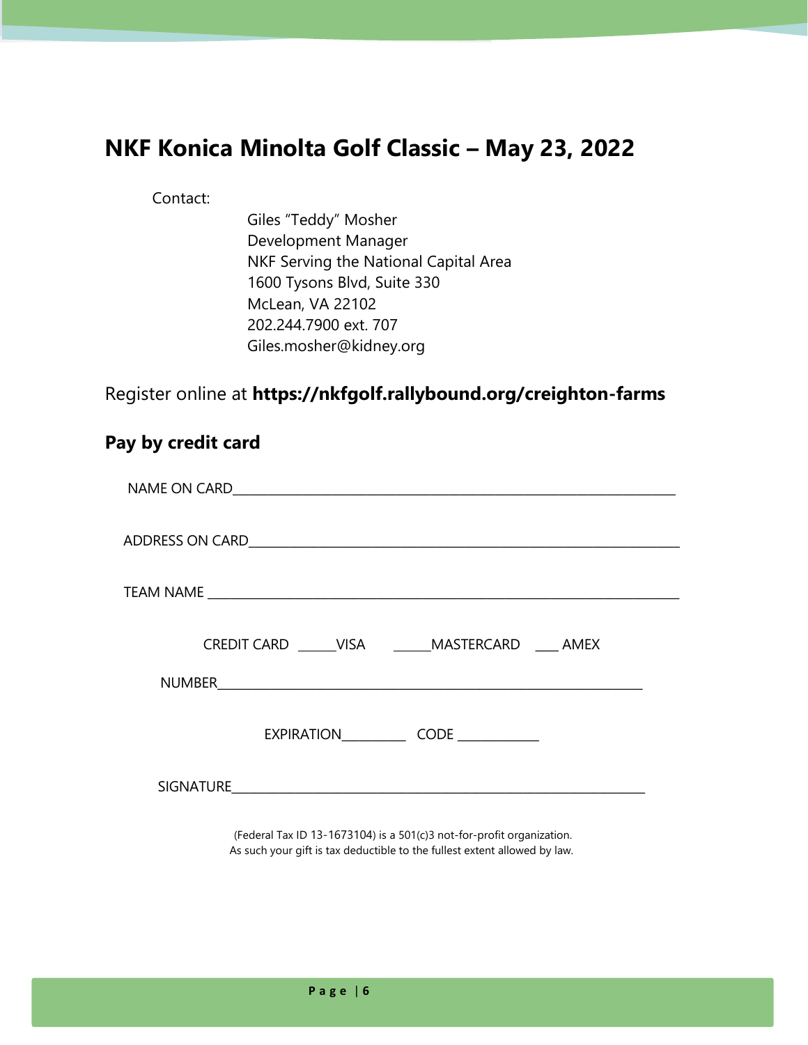# NKF Konica Minolta Golf Classic – May 23, 2022

Contact:

Giles "Teddy" Mosher
Development Manager
NKF Serving the National Capital Area
1600 Tysons Blvd, Suite 330
McLean, VA 22102
202.244.7900 ext. 707
Giles.mosher@kidney.org

Register online at **https://nkfgolf.rallybound.org/creighton-farms**

## Pay by credit card

NAME ON CARD_______________________________________________________________

ADDRESS ON CARD____________________________________________________________

TEAM NAME _________________________________________________________________

CREDIT CARD ______VISA ______MASTERCARD ____ AMEX

NUMBER____________________________________________________________

EXPIRATION_________ CODE ___________

SIGNATURE_________________________________________________________

(Federal Tax ID 13-1673104) is a 501(c)3 not-for-profit organization.
As such your gift is tax deductible to the fullest extent allowed by law.